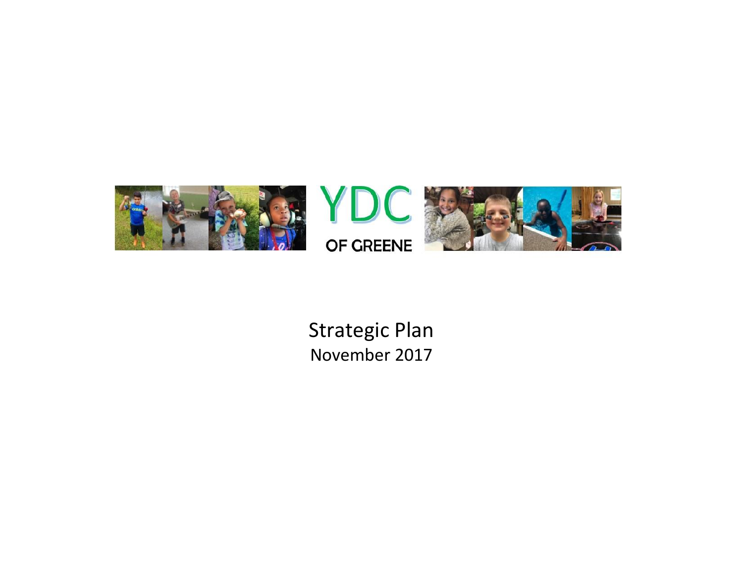# YDC

OF GREENE

Strategic Plan

November 2017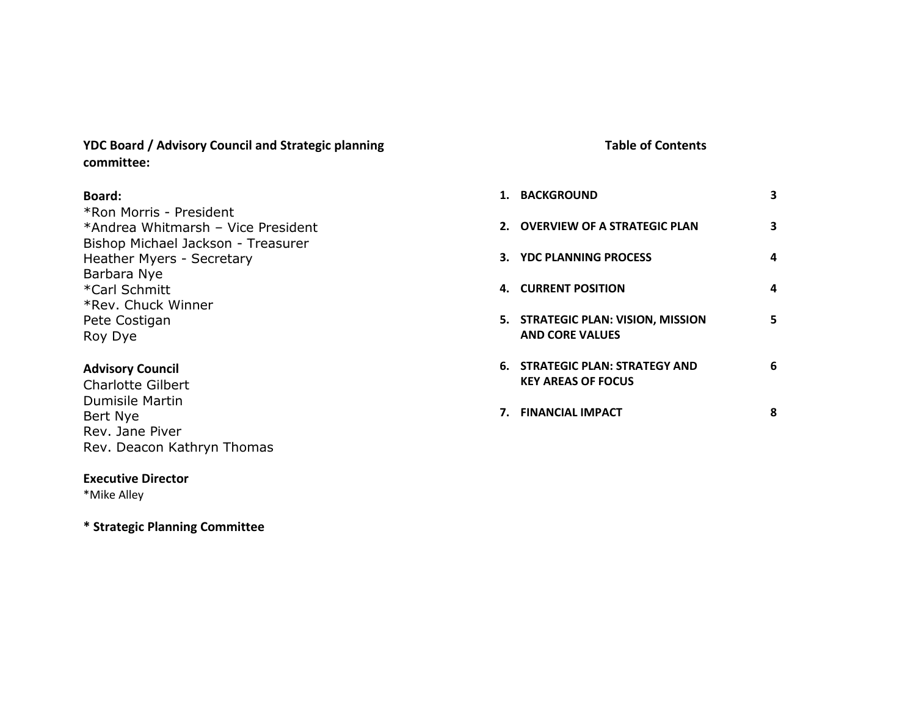**YDC Board / Advisory Council and Strategic planning committee:**

**Board:**

*Ron Morris - President
*Andrea Whitmarsh – Vice President
Bishop Michael Jackson - Treasurer
Heather Myers - Secretary
Barbara Nye
*Carl Schmitt
*Rev. Chuck Winner
Pete Costigan
Roy Dye

**Advisory Council**

Charlotte Gilbert
Dumisile Martin
Bert Nye
Rev. Jane Piver
Rev. Deacon Kathryn Thomas

**Executive Director**

*Mike Alley

**\* Strategic Planning Committee**

## Table of Contents

| | | |
|---|---|---|
| 1. | **BACKGROUND** | **3** |
| 2. | **OVERVIEW OF A STRATEGIC PLAN** | **3** |
| 3. | **YDC PLANNING PROCESS** | **4** |
| 4. | **CURRENT POSITION** | **4** |
| 5. | **STRATEGIC PLAN: VISION, MISSION AND CORE VALUES** | **5** |
| 6. | **STRATEGIC PLAN: STRATEGY AND KEY AREAS OF FOCUS** | **6** |
| 7. | **FINANCIAL IMPACT** | **8** |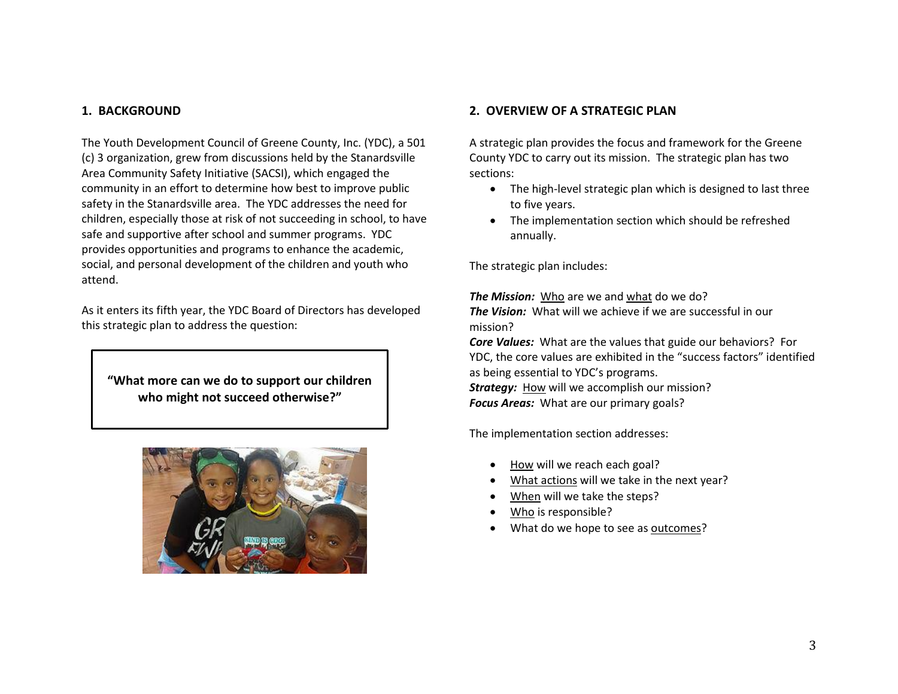## 1. BACKGROUND

The Youth Development Council of Greene County, Inc. (YDC), a 501 (c) 3 organization, grew from discussions held by the Stanardsville Area Community Safety Initiative (SACSI), which engaged the community in an effort to determine how best to improve public safety in the Stanardsville area. The YDC addresses the need for children, especially those at risk of not succeeding in school, to have safe and supportive after school and summer programs. YDC provides opportunities and programs to enhance the academic, social, and personal development of the children and youth who attend.

As it enters its fifth year, the YDC Board of Directors has developed this strategic plan to address the question:

> **"What more can we do to support our children who might not succeed otherwise?"**

## 2. OVERVIEW OF A STRATEGIC PLAN

A strategic plan provides the focus and framework for the Greene County YDC to carry out its mission. The strategic plan has two sections:

- The high-level strategic plan which is designed to last three to five years.
- The implementation section which should be refreshed annually.

The strategic plan includes:

***The Mission:*** Who are we and what do we do?
***The Vision:*** What will we achieve if we are successful in our mission?
***Core Values:*** What are the values that guide our behaviors? For YDC, the core values are exhibited in the "success factors" identified as being essential to YDC's programs.
***Strategy:*** How will we accomplish our mission?
***Focus Areas:*** What are our primary goals?

The implementation section addresses:

- How will we reach each goal?
- What actions will we take in the next year?
- When will we take the steps?
- Who is responsible?
- What do we hope to see as outcomes?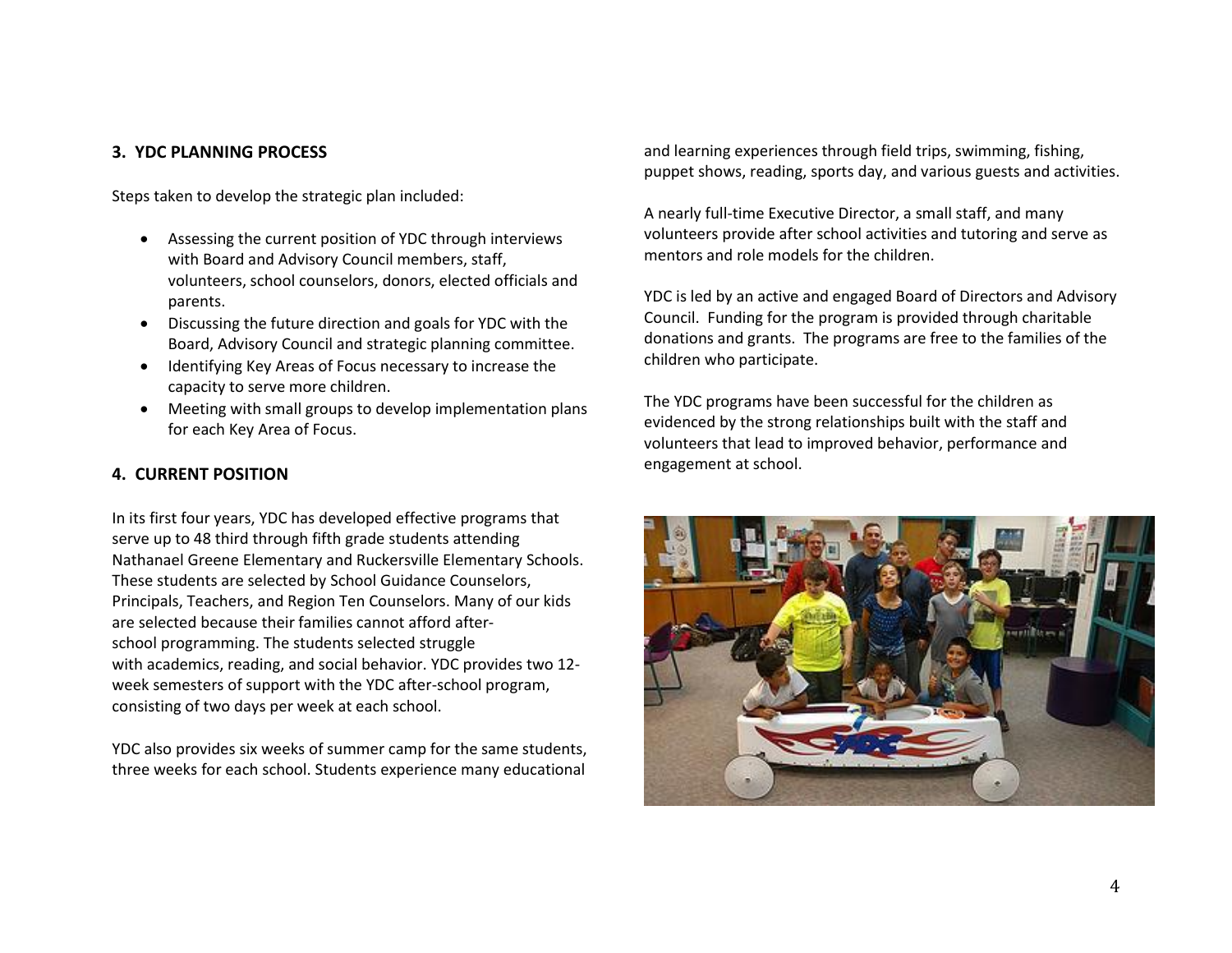## 3. YDC PLANNING PROCESS

Steps taken to develop the strategic plan included:

- Assessing the current position of YDC through interviews with Board and Advisory Council members, staff, volunteers, school counselors, donors, elected officials and parents.
- Discussing the future direction and goals for YDC with the Board, Advisory Council and strategic planning committee.
- Identifying Key Areas of Focus necessary to increase the capacity to serve more children.
- Meeting with small groups to develop implementation plans for each Key Area of Focus.

## 4. CURRENT POSITION

In its first four years, YDC has developed effective programs that serve up to 48 third through fifth grade students attending Nathanael Greene Elementary and Ruckersville Elementary Schools. These students are selected by School Guidance Counselors, Principals, Teachers, and Region Ten Counselors. Many of our kids are selected because their families cannot afford after-school programming. The students selected struggle with academics, reading, and social behavior. YDC provides two 12-week semesters of support with the YDC after-school program, consisting of two days per week at each school.

YDC also provides six weeks of summer camp for the same students, three weeks for each school. Students experience many educational and learning experiences through field trips, swimming, fishing, puppet shows, reading, sports day, and various guests and activities.

A nearly full-time Executive Director, a small staff, and many volunteers provide after school activities and tutoring and serve as mentors and role models for the children.

YDC is led by an active and engaged Board of Directors and Advisory Council. Funding for the program is provided through charitable donations and grants. The programs are free to the families of the children who participate.

The YDC programs have been successful for the children as evidenced by the strong relationships built with the staff and volunteers that lead to improved behavior, performance and engagement at school.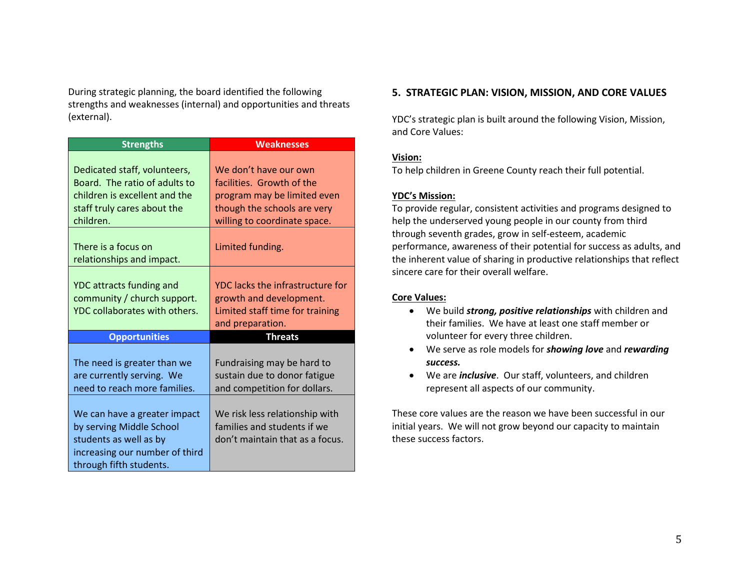During strategic planning, the board identified the following strengths and weaknesses (internal) and opportunities and threats (external).

| Strengths | Weaknesses |
|---|---|
| Dedicated staff, volunteers, Board. The ratio of adults to children is excellent and the staff truly cares about the children. | We don't have our own facilities. Growth of the program may be limited even though the schools are very willing to coordinate space. |
| There is a focus on relationships and impact. | Limited funding. |
| YDC attracts funding and community / church support. YDC collaborates with others. | YDC lacks the infrastructure for growth and development. Limited staff time for training and preparation. |
| **Opportunities** | **Threats** |
| The need is greater than we are currently serving. We need to reach more families. | Fundraising may be hard to sustain due to donor fatigue and competition for dollars. |
| We can have a greater impact by serving Middle School students as well as by increasing our number of third through fifth students. | We risk less relationship with families and students if we don't maintain that as a focus. |

## 5. STRATEGIC PLAN: VISION, MISSION, AND CORE VALUES

YDC's strategic plan is built around the following Vision, Mission, and Core Values:

**Vision:**
To help children in Greene County reach their full potential.

**YDC's Mission:**
To provide regular, consistent activities and programs designed to help the underserved young people in our county from third through seventh grades, grow in self-esteem, academic performance, awareness of their potential for success as adults, and the inherent value of sharing in productive relationships that reflect sincere care for their overall welfare.

**Core Values:**

- We build ***strong, positive relationships*** with children and their families. We have at least one staff member or volunteer for every three children.
- We serve as role models for ***showing love*** and ***rewarding success.***
- We are ***inclusive***. Our staff, volunteers, and children represent all aspects of our community.

These core values are the reason we have been successful in our initial years. We will not grow beyond our capacity to maintain these success factors.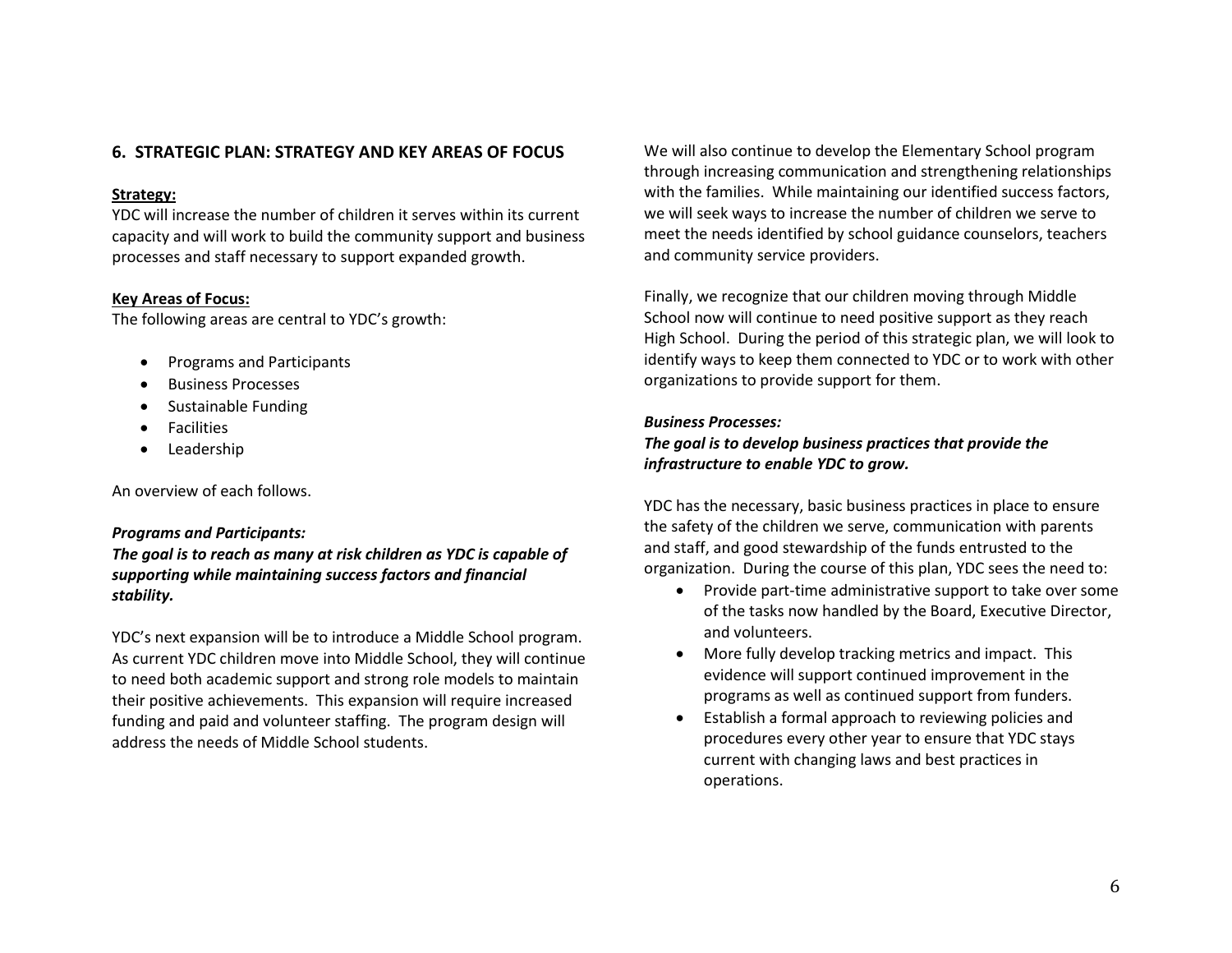## 6. STRATEGIC PLAN: STRATEGY AND KEY AREAS OF FOCUS

**Strategy:**

YDC will increase the number of children it serves within its current capacity and will work to build the community support and business processes and staff necessary to support expanded growth.

**Key Areas of Focus:**

The following areas are central to YDC's growth:

- Programs and Participants
- Business Processes
- Sustainable Funding
- Facilities
- Leadership

An overview of each follows.

***Programs and Participants:***

***The goal is to reach as many at risk children as YDC is capable of supporting while maintaining success factors and financial stability.***

YDC's next expansion will be to introduce a Middle School program. As current YDC children move into Middle School, they will continue to need both academic support and strong role models to maintain their positive achievements. This expansion will require increased funding and paid and volunteer staffing. The program design will address the needs of Middle School students.

We will also continue to develop the Elementary School program through increasing communication and strengthening relationships with the families. While maintaining our identified success factors, we will seek ways to increase the number of children we serve to meet the needs identified by school guidance counselors, teachers and community service providers.

Finally, we recognize that our children moving through Middle School now will continue to need positive support as they reach High School. During the period of this strategic plan, we will look to identify ways to keep them connected to YDC or to work with other organizations to provide support for them.

***Business Processes:***

***The goal is to develop business practices that provide the infrastructure to enable YDC to grow.***

YDC has the necessary, basic business practices in place to ensure the safety of the children we serve, communication with parents and staff, and good stewardship of the funds entrusted to the organization. During the course of this plan, YDC sees the need to:

- Provide part-time administrative support to take over some of the tasks now handled by the Board, Executive Director, and volunteers.
- More fully develop tracking metrics and impact. This evidence will support continued improvement in the programs as well as continued support from funders.
- Establish a formal approach to reviewing policies and procedures every other year to ensure that YDC stays current with changing laws and best practices in operations.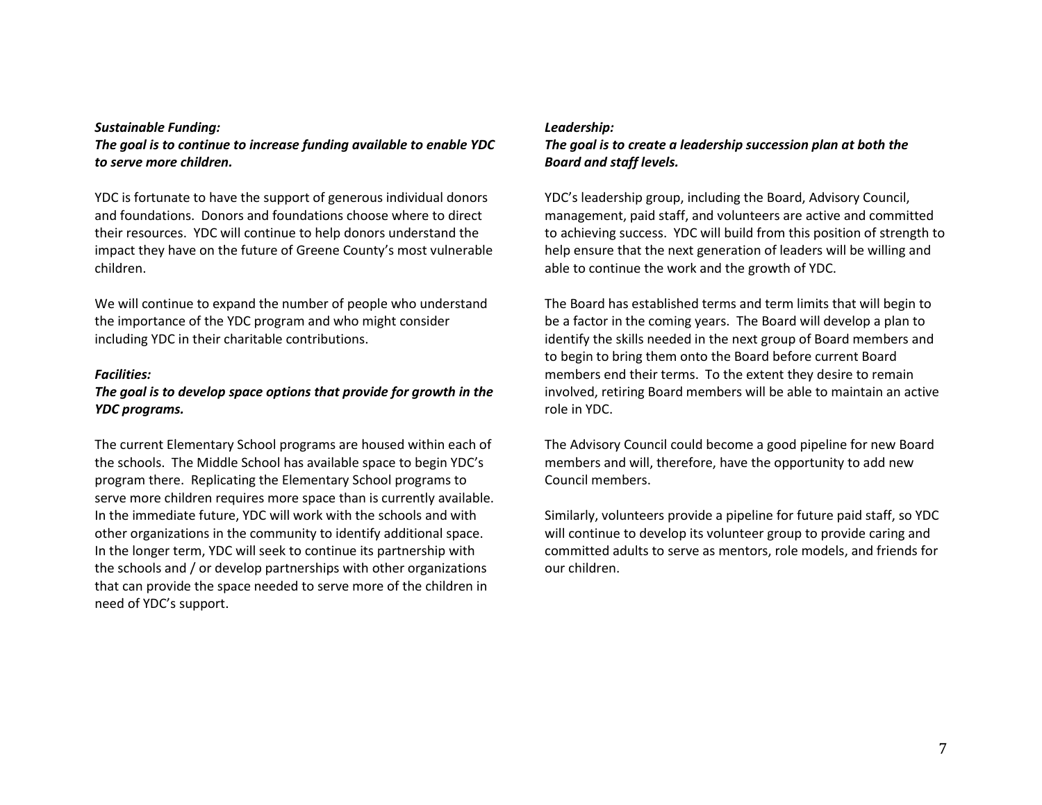***Sustainable Funding:***

***The goal is to continue to increase funding available to enable YDC to serve more children.***

YDC is fortunate to have the support of generous individual donors and foundations. Donors and foundations choose where to direct their resources. YDC will continue to help donors understand the impact they have on the future of Greene County's most vulnerable children.

We will continue to expand the number of people who understand the importance of the YDC program and who might consider including YDC in their charitable contributions.

***Facilities:***

***The goal is to develop space options that provide for growth in the YDC programs.***

The current Elementary School programs are housed within each of the schools. The Middle School has available space to begin YDC's program there. Replicating the Elementary School programs to serve more children requires more space than is currently available. In the immediate future, YDC will work with the schools and with other organizations in the community to identify additional space. In the longer term, YDC will seek to continue its partnership with the schools and / or develop partnerships with other organizations that can provide the space needed to serve more of the children in need of YDC's support.

***Leadership:***

***The goal is to create a leadership succession plan at both the Board and staff levels.***

YDC's leadership group, including the Board, Advisory Council, management, paid staff, and volunteers are active and committed to achieving success. YDC will build from this position of strength to help ensure that the next generation of leaders will be willing and able to continue the work and the growth of YDC.

The Board has established terms and term limits that will begin to be a factor in the coming years. The Board will develop a plan to identify the skills needed in the next group of Board members and to begin to bring them onto the Board before current Board members end their terms. To the extent they desire to remain involved, retiring Board members will be able to maintain an active role in YDC.

The Advisory Council could become a good pipeline for new Board members and will, therefore, have the opportunity to add new Council members.

Similarly, volunteers provide a pipeline for future paid staff, so YDC will continue to develop its volunteer group to provide caring and committed adults to serve as mentors, role models, and friends for our children.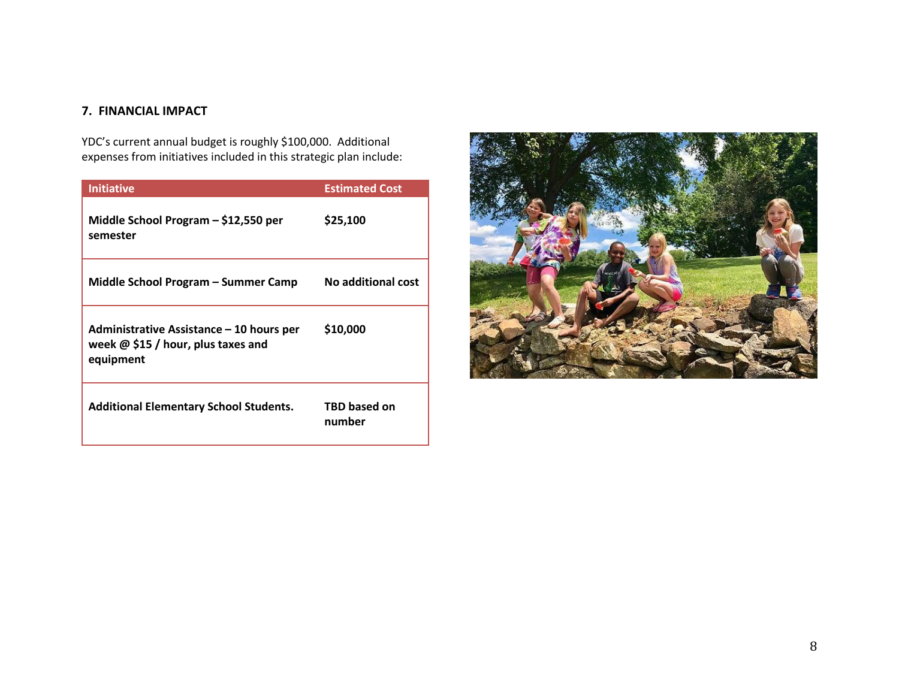## 7. FINANCIAL IMPACT

YDC's current annual budget is roughly $100,000. Additional expenses from initiatives included in this strategic plan include:

| Initiative | Estimated Cost |
| --- | --- |
| **Middle School Program – $12,550 per semester** | **$25,100** |
| **Middle School Program – Summer Camp** | **No additional cost** |
| **Administrative Assistance – 10 hours per week @ $15 / hour, plus taxes and equipment** | **$10,000** |
| **Additional Elementary School Students.** | **TBD based on number** |